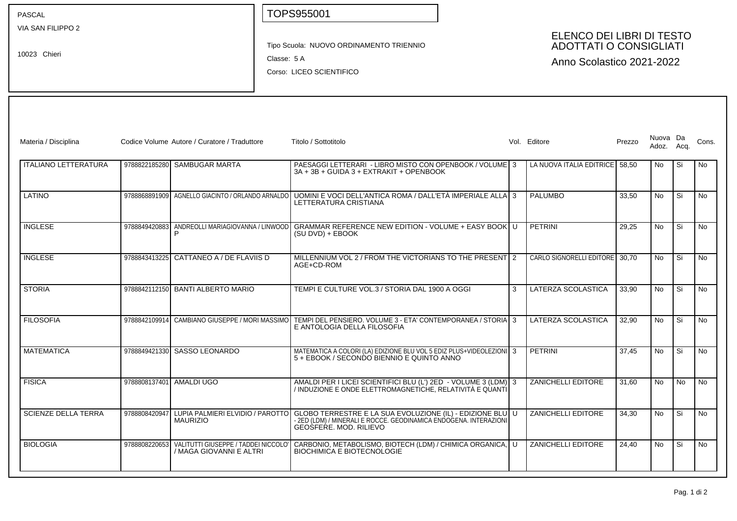PASCAL
VIA SAN FILIPPO 2

10023 Chieri

TOPS955001

Tipo Scuola: NUOVO ORDINAMENTO TRIENNIO

Classe: 5 A

Corso: LICEO SCIENTIFICO

## ELENCO DEI LIBRI DI TESTO ADOTTATI O CONSIGLIATI

Anno Scolastico 2021-2022

| Materia / Disciplina | Codice Volume | Autore / Curatore / Traduttore | Titolo / Sottotitolo | Vol. | Editore | Prezzo | Nuova Adoz. | Da Acq. | Cons. |
|---|---|---|---|---|---|---|---|---|---|
| ITALIANO LETTERATURA | 9788822185280 | SAMBUGAR MARTA | PAESAGGI LETTERARI - LIBRO MISTO CON OPENBOOK / VOLUME 3A + 3B + GUIDA 3 + EXTRAKIT + OPENBOOK | 3 | LA NUOVA ITALIA EDITRICE | 58,50 | No | Si | No |
| LATINO | 9788868891909 | AGNELLO GIACINTO / ORLANDO ARNALDO | UOMINI E VOCI DELL'ANTICA ROMA / DALL'ETÀ IMPERIALE ALLA LETTERATURA CRISTIANA | 3 | PALUMBO | 33,50 | No | Si | No |
| INGLESE | 9788849420883 | ANDREOLLI MARIAGIOVANNA / LINWOOD P | GRAMMAR REFERENCE NEW EDITION - VOLUME + EASY BOOK (SU DVD) + EBOOK | U | PETRINI | 29,25 | No | Si | No |
| INGLESE | 9788843413225 | CATTANEO A / DE FLAVIIS D | MILLENNIUM VOL 2 / FROM THE VICTORIANS TO THE PRESENT AGE+CD-ROM | 2 | CARLO SIGNORELLI EDITORE | 30,70 | No | Si | No |
| STORIA | 9788842112150 | BANTI ALBERTO MARIO | TEMPI E CULTURE VOL.3 / STORIA DAL 1900 A OGGI | 3 | LATERZA SCOLASTICA | 33,90 | No | Si | No |
| FILOSOFIA | 9788842109914 | CAMBIANO GIUSEPPE / MORI MASSIMO | TEMPI DEL PENSIERO. VOLUME 3 - ETA' CONTEMPORANEA / STORIA E ANTOLOGIA DELLA FILOSOFIA | 3 | LATERZA SCOLASTICA | 32,90 | No | Si | No |
| MATEMATICA | 9788849421330 | SASSO LEONARDO | MATEMATICA A COLORI (LA) EDIZIONE BLU VOL 5 EDIZ PLUS+VIDEOLEZIONI 5 + EBOOK / SECONDO BIENNIO E QUINTO ANNO | 3 | PETRINI | 37,45 | No | Si | No |
| FISICA | 9788808137401 | AMALDI UGO | AMALDI PER I LICEI SCIENTIFICI BLU (L') 2ED - VOLUME 3 (LDM) / INDUZIONE E ONDE ELETTROMAGNETICHE, RELATIVITÀ E QUANTI | 3 | ZANICHELLI EDITORE | 31,60 | No | No | No |
| SCIENZE DELLA TERRA | 9788808420947 | LUPIA PALMIERI ELVIDIO / PAROTTO MAURIZIO | GLOBO TERRESTRE E LA SUA EVOLUZIONE (IL) - EDIZIONE BLU - 2ED (LDM) / MINERALI E ROCCE. GEODINAMICA ENDOGENA. INTERAZIONI GEOSFERE. MOD. RILIEVO | U | ZANICHELLI EDITORE | 34,30 | No | Si | No |
| BIOLOGIA | 9788808220653 | VALITUTTI GIUSEPPE / TADDEI NICCOLO' / MAGA GIOVANNI E ALTRI | CARBONIO, METABOLISMO, BIOTECH (LDM) / CHIMICA ORGANICA, BIOCHIMICA E BIOTECNOLOGIE | U | ZANICHELLI EDITORE | 24,40 | No | Si | No |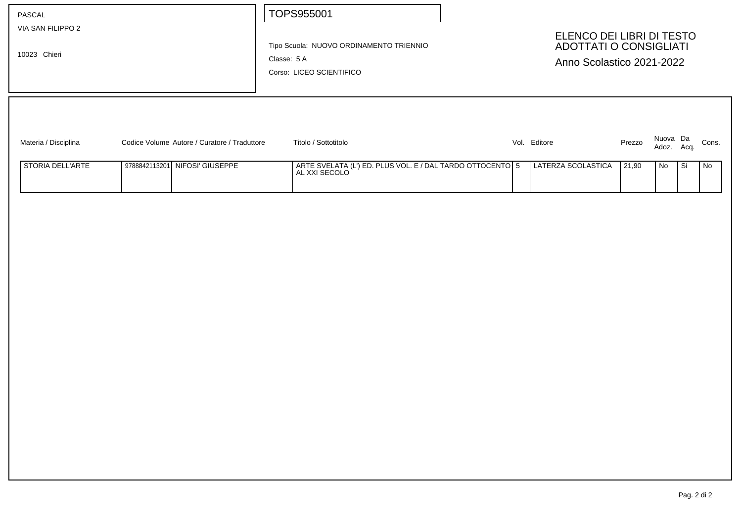PASCAL
VIA SAN FILIPPO 2

10023 Chieri

TOPS955001

Tipo Scuola: NUOVO ORDINAMENTO TRIENNIO

Classe: 5 A

Corso: LICEO SCIENTIFICO

# ELENCO DEI LIBRI DI TESTO ADOTTATI O CONSIGLIATI

Anno Scolastico 2021-2022

| Materia / Disciplina | Codice Volume | Autore / Curatore / Traduttore | Titolo / Sottotitolo | Vol. | Editore | Prezzo | Nuova Adoz. | Da Acq. | Cons. |
|---|---|---|---|---|---|---|---|---|---|
| STORIA DELL'ARTE | 9788842113201 | NIFOSI' GIUSEPPE | ARTE SVELATA (L') ED. PLUS VOL. E / DAL TARDO OTTOCENTO AL XXI SECOLO | 5 | LATERZA SCOLASTICA | 21,90 | No | Si | No |